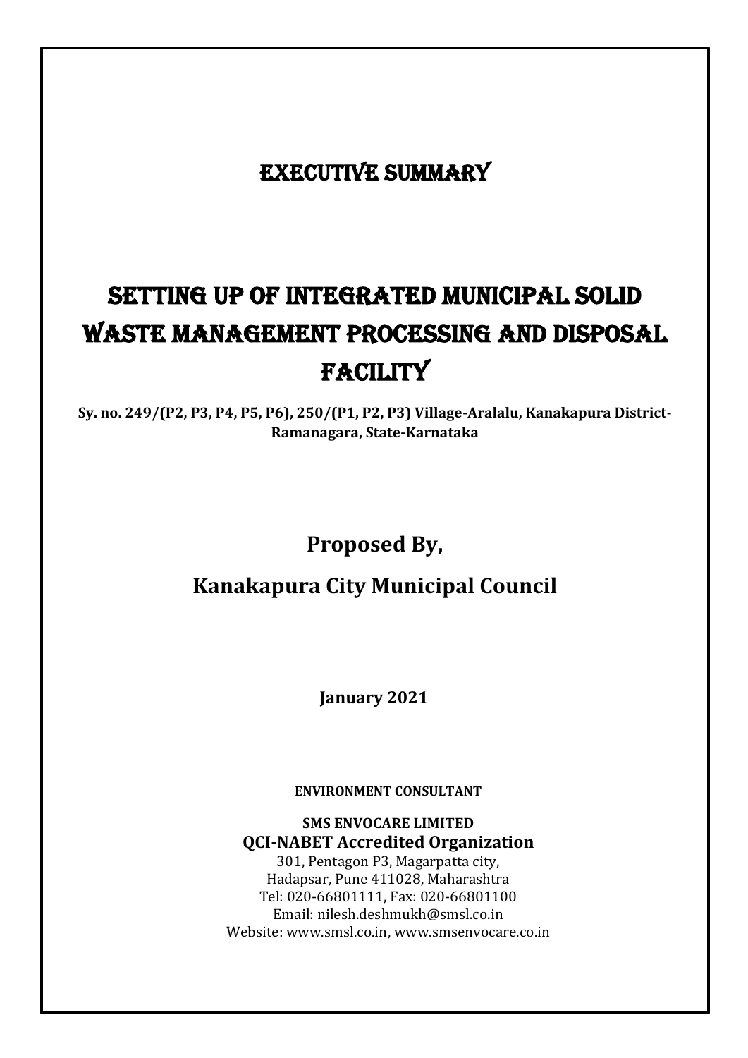# EXECUTIVE SUMMARY

# SETTING UP OF INTEGRATED MUNICIPAL SOLID WASTE MANAGEMENT PROCESSING AND DISPOSAL FACILITY

**Sy. no. 249/(P2, P3, P4, P5, P6), 250/(P1, P2, P3) Village-Aralalu, Kanakapura District-Ramanagara, State-Karnataka**

## Proposed By,

## Kanakapura City Municipal Council

**January 2021**

**ENVIRONMENT CONSULTANT**

**SMS ENVOCARE LIMITED**
**QCI-NABET Accredited Organization**
301, Pentagon P3, Magarpatta city,
Hadapsar, Pune 411028, Maharashtra
Tel: 020-66801111, Fax: 020-66801100
Email: nilesh.deshmukh@smsl.co.in
Website: www.smsl.co.in, www.smsenvocare.co.in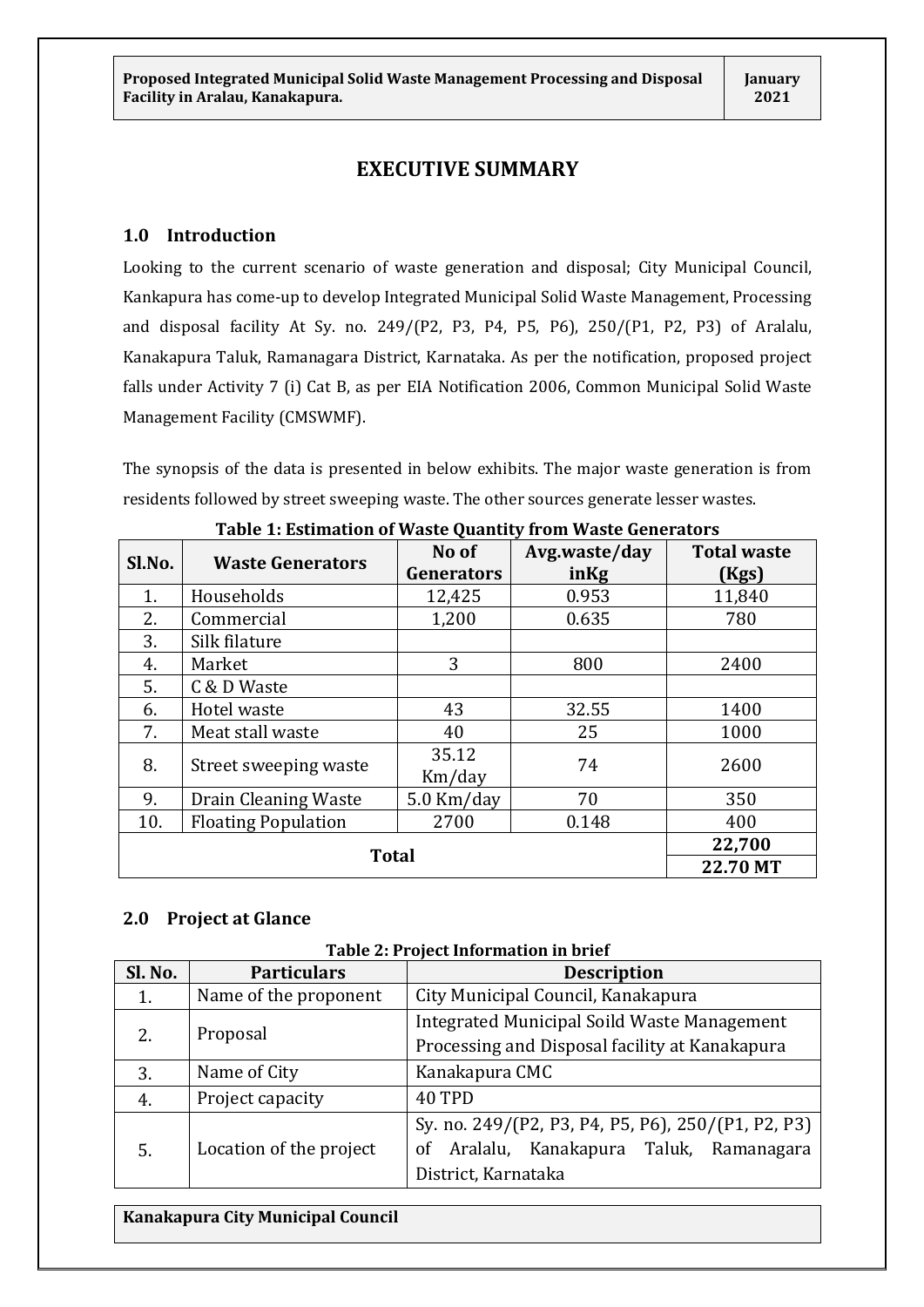# EXECUTIVE SUMMARY

## 1.0 Introduction

Looking to the current scenario of waste generation and disposal; City Municipal Council, Kankapura has come-up to develop Integrated Municipal Solid Waste Management, Processing and disposal facility At Sy. no. 249/(P2, P3, P4, P5, P6), 250/(P1, P2, P3) of Aralalu, Kanakapura Taluk, Ramanagara District, Karnataka. As per the notification, proposed project falls under Activity 7 (i) Cat B, as per EIA Notification 2006, Common Municipal Solid Waste Management Facility (CMSWMF).

The synopsis of the data is presented in below exhibits. The major waste generation is from residents followed by street sweeping waste. The other sources generate lesser wastes.

**Table 1: Estimation of Waste Quantity from Waste Generators**

| Sl.No. | Waste Generators | No of Generators | Avg.waste/day inKg | Total waste (Kgs) |
|---|---|---|---|---|
| 1. | Households | 12,425 | 0.953 | 11,840 |
| 2. | Commercial | 1,200 | 0.635 | 780 |
| 3. | Silk filature | | | |
| 4. | Market | 3 | 800 | 2400 |
| 5. | C & D Waste | | | |
| 6. | Hotel waste | 43 | 32.55 | 1400 |
| 7. | Meat stall waste | 40 | 25 | 1000 |
| 8. | Street sweeping waste | 35.12 Km/day | 74 | 2600 |
| 9. | Drain Cleaning Waste | 5.0 Km/day | 70 | 350 |
| 10. | Floating Population | 2700 | 0.148 | 400 |
| **Total** | | | | **22,700** |
| | | | | **22.70 MT** |

## 2.0 Project at Glance

**Table 2: Project Information in brief**

| Sl. No. | Particulars | Description |
|---|---|---|
| 1. | Name of the proponent | City Municipal Council, Kanakapura |
| 2. | Proposal | Integrated Municipal Soild Waste Management Processing and Disposal facility at Kanakapura |
| 3. | Name of City | Kanakapura CMC |
| 4. | Project capacity | 40 TPD |
| 5. | Location of the project | Sy. no. 249/(P2, P3, P4, P5, P6), 250/(P1, P2, P3) of Aralalu, Kanakapura Taluk, Ramanagara District, Karnataka |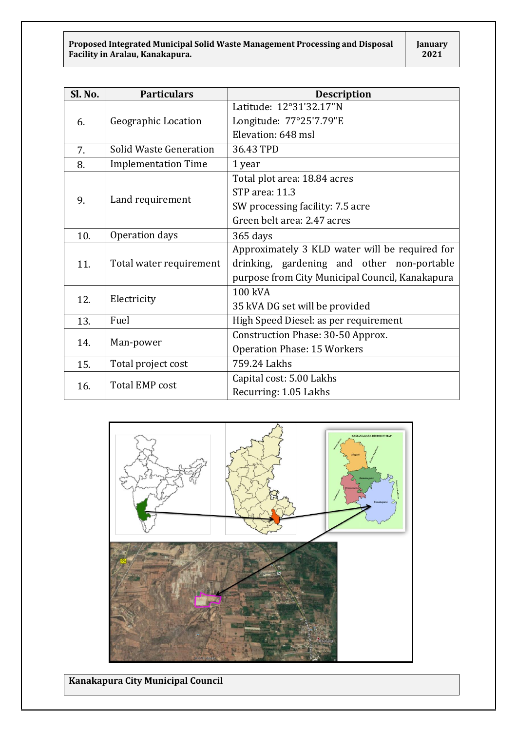| Sl. No. | Particulars | Description |
|---|---|---|
| 6. | Geographic Location | Latitude: 12°31'32.17"N<br>Longitude: 77°25'7.79"E<br>Elevation: 648 msl |
| 7. | Solid Waste Generation | 36.43 TPD |
| 8. | Implementation Time | 1 year |
| 9. | Land requirement | Total plot area: 18.84 acres<br>STP area: 11.3<br>SW processing facility: 7.5 acre<br>Green belt area: 2.47 acres |
| 10. | Operation days | 365 days |
| 11. | Total water requirement | Approximately 3 KLD water will be required for drinking, gardening and other non-portable purpose from City Municipal Council, Kanakapura |
| 12. | Electricity | 100 kVA<br>35 kVA DG set will be provided |
| 13. | Fuel | High Speed Diesel: as per requirement |
| 14. | Man-power | Construction Phase: 30-50 Approx.<br>Operation Phase: 15 Workers |
| 15. | Total project cost | 759.24 Lakhs |
| 16. | Total EMP cost | Capital cost: 5.00 Lakhs<br>Recurring: 1.05 Lakhs |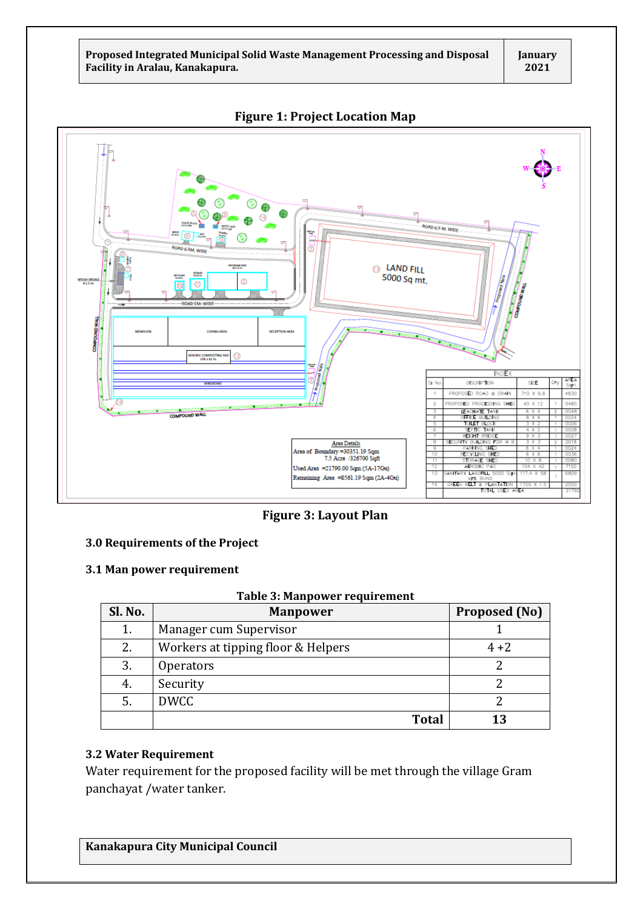**Figure 1: Project Location Map**

**Figure 3: Layout Plan**

### 3.0 Requirements of the Project

### 3.1 Man power requirement

**Table 3: Manpower requirement**

| Sl. No. | Manpower | Proposed (No) |
|---|---|---|
| 1. | Manager cum Supervisor | 1 |
| 2. | Workers at tipping floor & Helpers | 4 +2 |
| 3. | Operators | 2 |
| 4. | Security | 2 |
| 5. | DWCC | 2 |
| | **Total** | **13** |

### 3.2 Water Requirement

Water requirement for the proposed facility will be met through the village Gram panchayat /water tanker.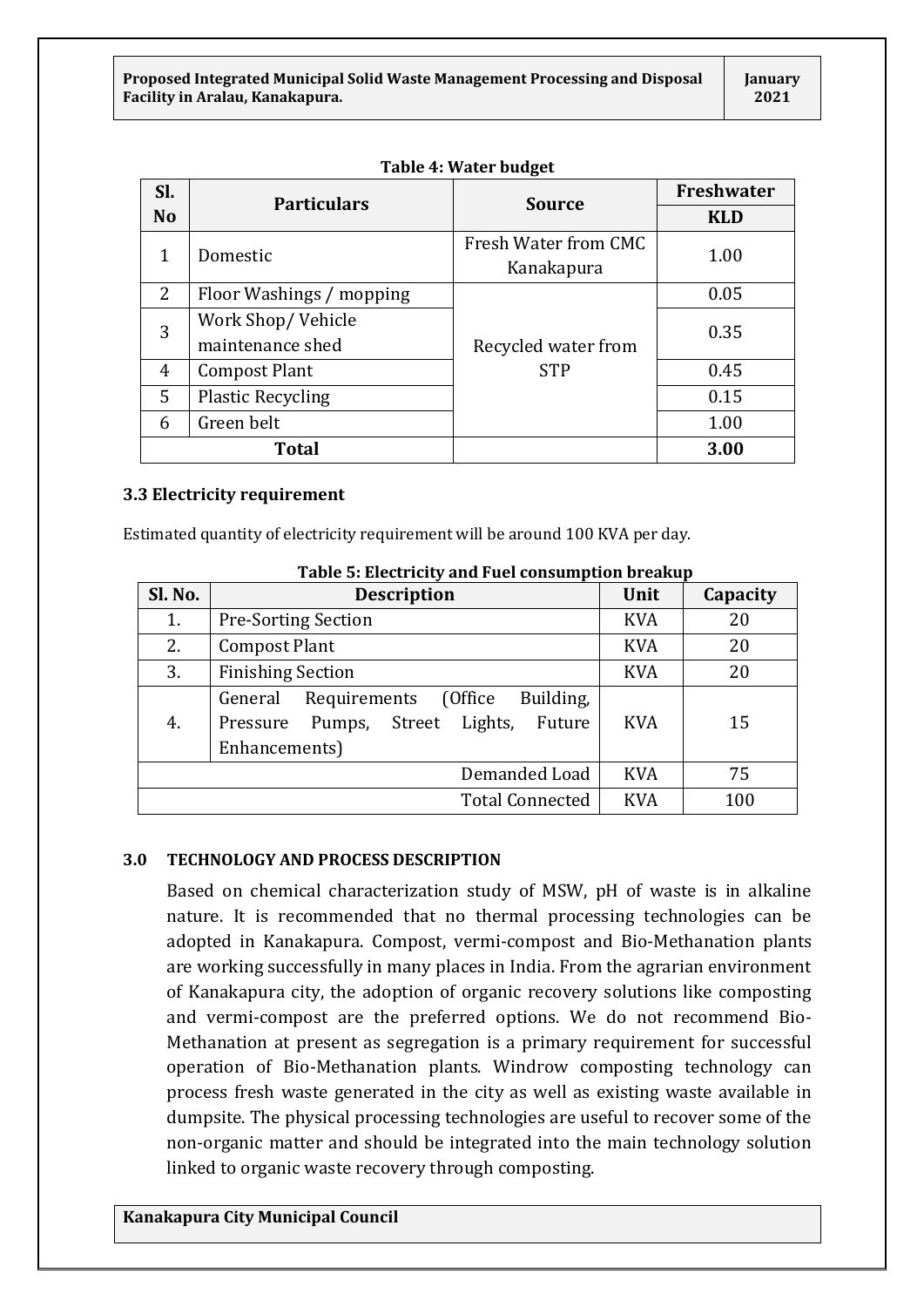**Table 4: Water budget**

| Sl. No | Particulars | Source | Freshwater |
|---|---|---|---|
| | | | KLD |
| 1 | Domestic | Fresh Water from CMC Kanakapura | 1.00 |
| 2 | Floor Washings / mopping | Recycled water from STP | 0.05 |
| 3 | Work Shop/ Vehicle maintenance shed | | 0.35 |
| 4 | Compost Plant | | 0.45 |
| 5 | Plastic Recycling | | 0.15 |
| 6 | Green belt | | 1.00 |
| **Total** | | | **3.00** |

### 3.3 Electricity requirement

Estimated quantity of electricity requirement will be around 100 KVA per day.

**Table 5: Electricity and Fuel consumption breakup**

| Sl. No. | Description | Unit | Capacity |
|---|---|---|---|
| 1. | Pre-Sorting Section | KVA | 20 |
| 2. | Compost Plant | KVA | 20 |
| 3. | Finishing Section | KVA | 20 |
| 4. | General Requirements (Office Building, Pressure Pumps, Street Lights, Future Enhancements) | KVA | 15 |
| | Demanded Load | KVA | 75 |
| | Total Connected | KVA | 100 |

### 3.0 TECHNOLOGY AND PROCESS DESCRIPTION

Based on chemical characterization study of MSW, pH of waste is in alkaline nature. It is recommended that no thermal processing technologies can be adopted in Kanakapura. Compost, vermi-compost and Bio-Methanation plants are working successfully in many places in India. From the agrarian environment of Kanakapura city, the adoption of organic recovery solutions like composting and vermi-compost are the preferred options. We do not recommend Bio-Methanation at present as segregation is a primary requirement for successful operation of Bio-Methanation plants. Windrow composting technology can process fresh waste generated in the city as well as existing waste available in dumpsite. The physical processing technologies are useful to recover some of the non-organic matter and should be integrated into the main technology solution linked to organic waste recovery through composting.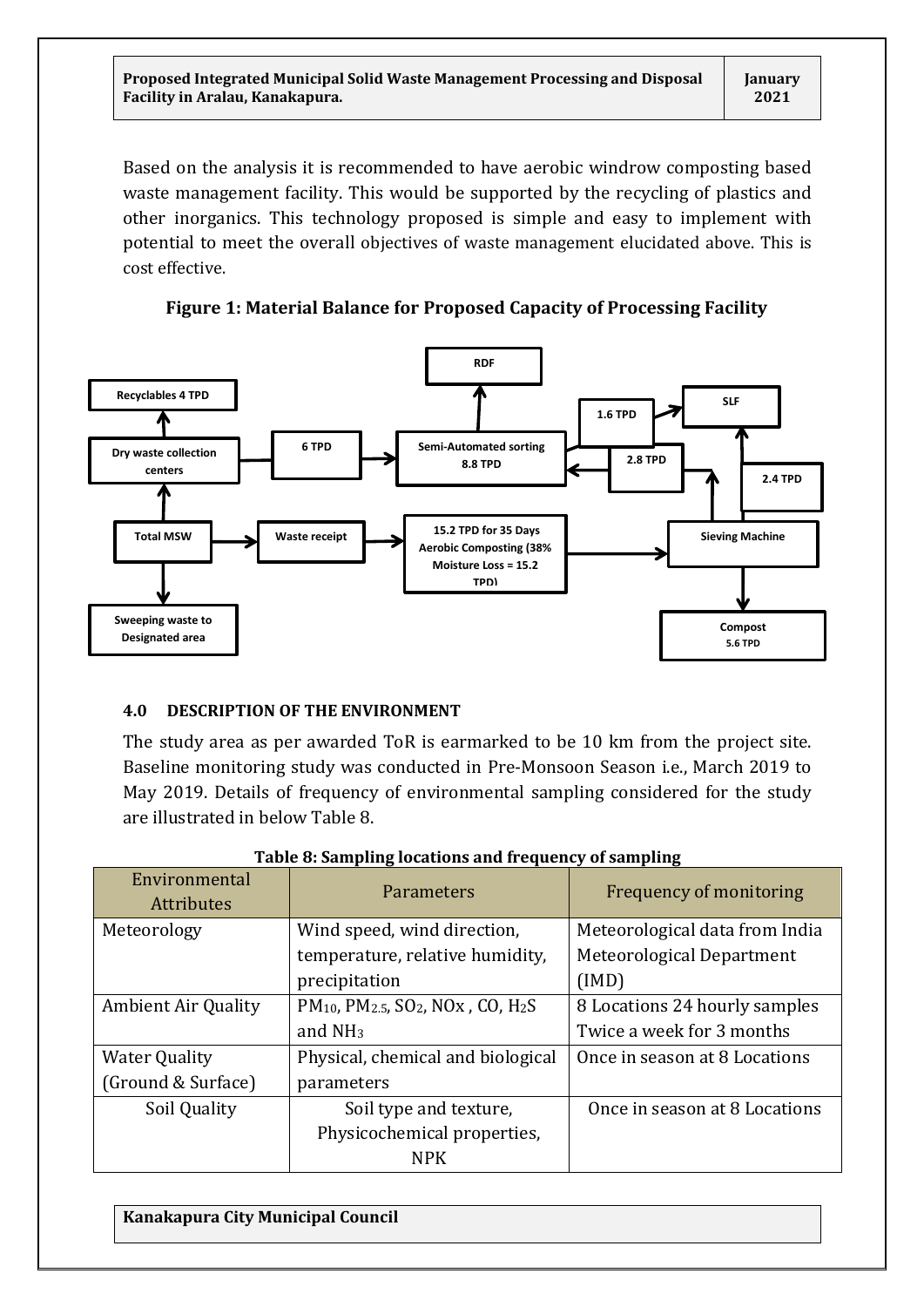Based on the analysis it is recommended to have aerobic windrow composting based waste management facility. This would be supported by the recycling of plastics and other inorganics. This technology proposed is simple and easy to implement with potential to meet the overall objectives of waste management elucidated above. This is cost effective.

**Figure 1: Material Balance for Proposed Capacity of Processing Facility**

Recyclables 4 TPD

Dry waste collection centers

6 TPD

RDF

Semi-Automated sorting 8.8 TPD

1.6 TPD

SLF

2.8 TPD

2.4 TPD

Total MSW

Waste receipt

15.2 TPD for 35 Days Aerobic Composting (38% Moisture Loss = 15.2 TPD)

Sieving Machine

Sweeping waste to Designated area

Compost 5.6 TPD

## 4.0 DESCRIPTION OF THE ENVIRONMENT

The study area as per awarded ToR is earmarked to be 10 km from the project site. Baseline monitoring study was conducted in Pre-Monsoon Season i.e., March 2019 to May 2019. Details of frequency of environmental sampling considered for the study are illustrated in below Table 8.

**Table 8: Sampling locations and frequency of sampling**

| Environmental Attributes | Parameters | Frequency of monitoring |
|---|---|---|
| Meteorology | Wind speed, wind direction, temperature, relative humidity, precipitation | Meteorological data from India Meteorological Department (IMD) |
| Ambient Air Quality | $PM_{10}$, $PM_{2.5}$, $SO_2$, NOx , CO, $H_2S$ and $NH_3$ | 8 Locations 24 hourly samples Twice a week for 3 months |
| Water Quality (Ground & Surface) | Physical, chemical and biological parameters | Once in season at 8 Locations |
| Soil Quality | Soil type and texture, Physicochemical properties, NPK | Once in season at 8 Locations |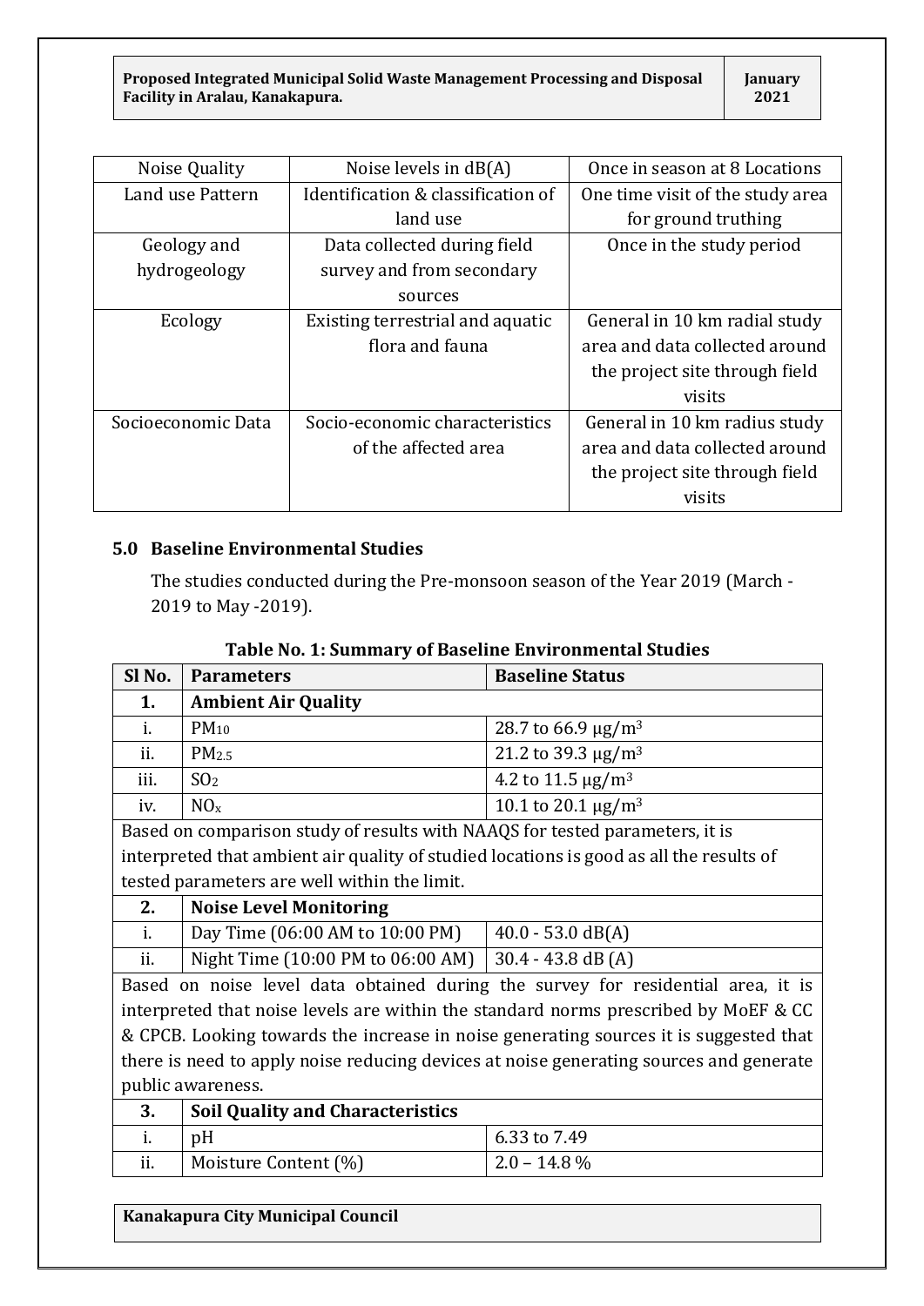| Noise Quality | Noise levels in dB(A) | Once in season at 8 Locations |
|---|---|---|
| Land use Pattern | Identification & classification of land use | One time visit of the study area for ground truthing |
| Geology and hydrogeology | Data collected during field survey and from secondary sources | Once in the study period |
| Ecology | Existing terrestrial and aquatic flora and fauna | General in 10 km radial study area and data collected around the project site through field visits |
| Socioeconomic Data | Socio-economic characteristics of the affected area | General in 10 km radius study area and data collected around the project site through field visits |

## 5.0 Baseline Environmental Studies

The studies conducted during the Pre-monsoon season of the Year 2019 (March - 2019 to May -2019).

**Table No. 1: Summary of Baseline Environmental Studies**

| Sl No. | Parameters | Baseline Status |
|---|---|---|
| **1.** | **Ambient Air Quality** | |
| i. | $PM_{10}$ | 28.7 to 66.9 μg/m$^3$ |
| ii. | $PM_{2.5}$ | 21.2 to 39.3 μg/m$^3$ |
| iii. | $SO_2$ | 4.2 to 11.5 μg/m$^3$ |
| iv. | $NO_x$ | 10.1 to 20.1 μg/m$^3$ |
| Based on comparison study of results with NAAQS for tested parameters, it is interpreted that ambient air quality of studied locations is good as all the results of tested parameters are well within the limit. | | |
| **2.** | **Noise Level Monitoring** | |
| i. | Day Time (06:00 AM to 10:00 PM) | 40.0 - 53.0 dB(A) |
| ii. | Night Time (10:00 PM to 06:00 AM) | 30.4 - 43.8 dB (A) |
| Based on noise level data obtained during the survey for residential area, it is interpreted that noise levels are within the standard norms prescribed by MoEF & CC & CPCB. Looking towards the increase in noise generating sources it is suggested that there is need to apply noise reducing devices at noise generating sources and generate public awareness. | | |
| **3.** | **Soil Quality and Characteristics** | |
| i. | pH | 6.33 to 7.49 |
| ii. | Moisture Content (%) | 2.0 – 14.8 % |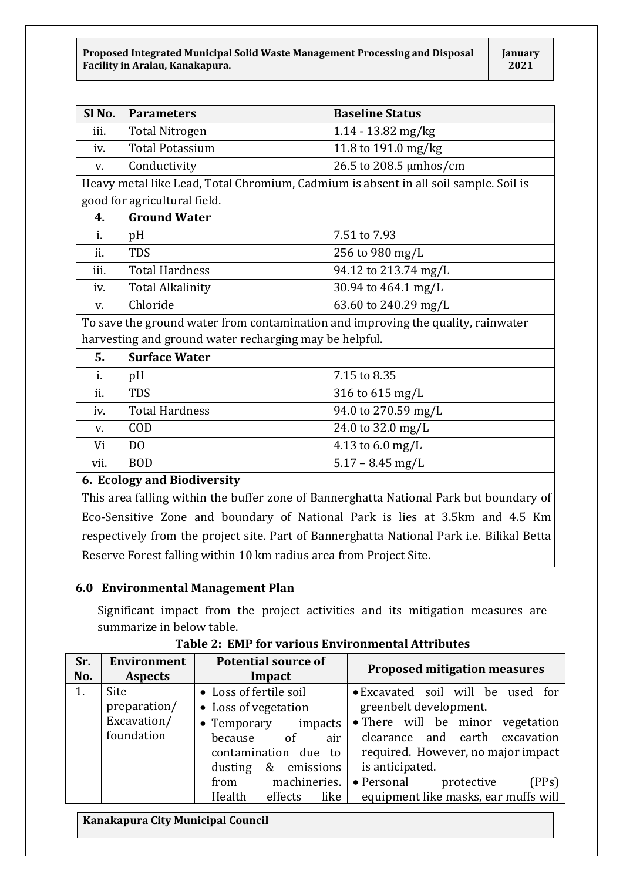| Sl No. | Parameters | Baseline Status |
|---|---|---|
| iii. | Total Nitrogen | 1.14 - 13.82 mg/kg |
| iv. | Total Potassium | 11.8 to 191.0 mg/kg |
| v. | Conductivity | 26.5 to 208.5 µmhos/cm |
| Heavy metal like Lead, Total Chromium, Cadmium is absent in all soil sample. Soil is good for agricultural field. | | |
| **4.** | **Ground Water** | |
| i. | pH | 7.51 to 7.93 |
| ii. | TDS | 256 to 980 mg/L |
| iii. | Total Hardness | 94.12 to 213.74 mg/L |
| iv. | Total Alkalinity | 30.94 to 464.1 mg/L |
| v. | Chloride | 63.60 to 240.29 mg/L |
| To save the ground water from contamination and improving the quality, rainwater harvesting and ground water recharging may be helpful. | | |
| **5.** | **Surface Water** | |
| i. | pH | 7.15 to 8.35 |
| ii. | TDS | 316 to 615 mg/L |
| iv. | Total Hardness | 94.0 to 270.59 mg/L |
| v. | COD | 24.0 to 32.0 mg/L |
| Vi | DO | 4.13 to 6.0 mg/L |
| vii. | BOD | 5.17 – 8.45 mg/L |
| **6. Ecology and Biodiversity** | | |
| This area falling within the buffer zone of Bannerghatta National Park but boundary of Eco-Sensitive Zone and boundary of National Park is lies at 3.5km and 4.5 Km respectively from the project site. Part of Bannerghatta National Park i.e. Bilikal Betta Reserve Forest falling within 10 km radius area from Project Site. | | |

## 6.0 Environmental Management Plan

Significant impact from the project activities and its mitigation measures are summarize in below table.

**Table 2: EMP for various Environmental Attributes**

| Sr. No. | Environment Aspects | Potential source of Impact | Proposed mitigation measures |
|---|---|---|---|
| 1. | Site preparation/ Excavation/ foundation | • Loss of fertile soil<br>• Loss of vegetation<br>• Temporary impacts because of air contamination due to dusting & emissions from machineries. Health effects like | • Excavated soil will be used for greenbelt development.<br>• There will be minor vegetation clearance and earth excavation required. However, no major impact is anticipated.<br>• Personal protective (PPs) equipment like masks, ear muffs will |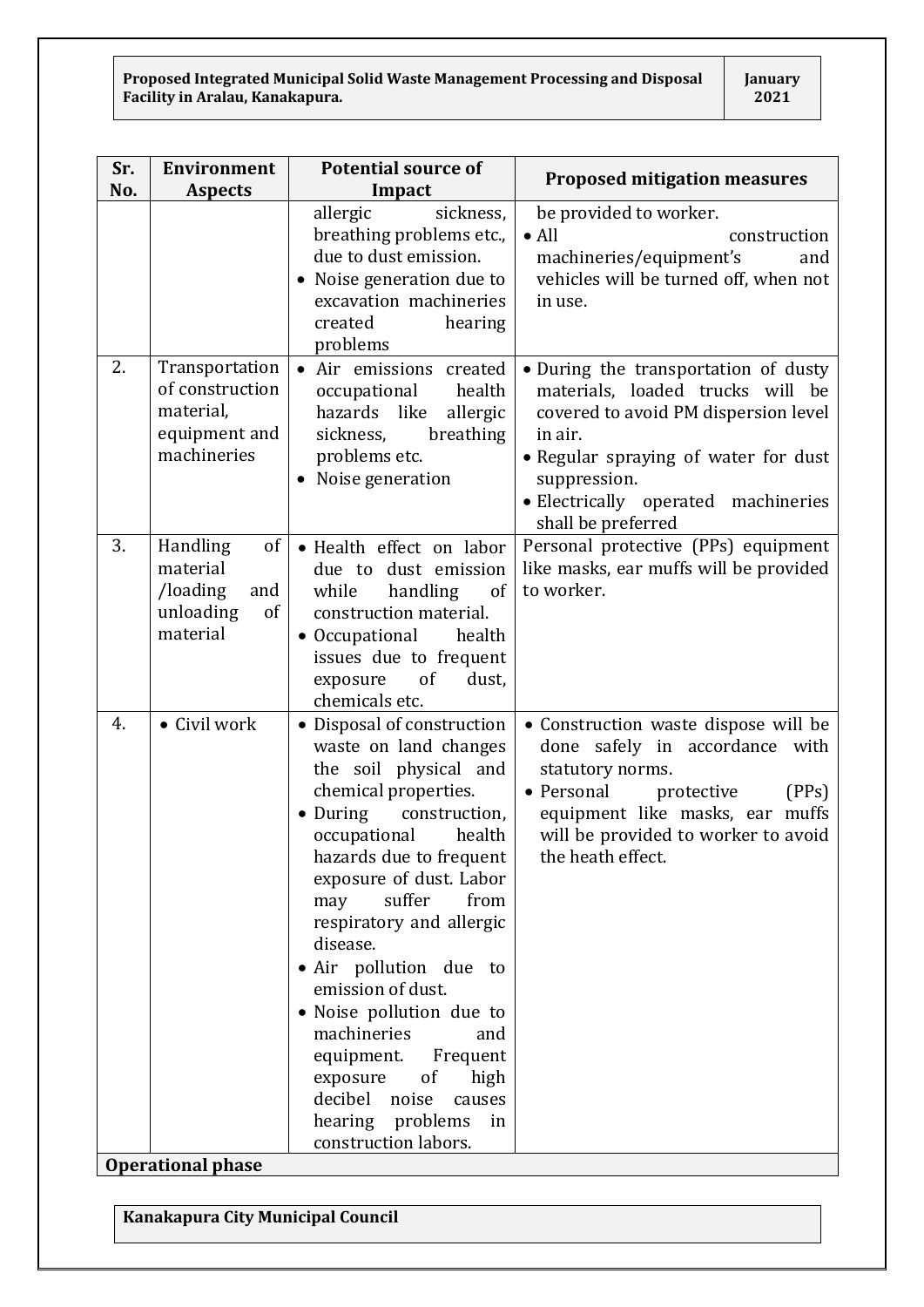| Sr. No. | Environment Aspects | Potential source of Impact | Proposed mitigation measures |
|---|---|---|---|
| | | allergic sickness, breathing problems etc., due to dust emission. <br>• Noise generation due to excavation machineries created hearing problems | be provided to worker. <br>• All construction machineries/equipment's and vehicles will be turned off, when not in use. |
| 2. | Transportation of construction material, equipment and machineries | • Air emissions created occupational health hazards like allergic sickness, breathing problems etc. <br>• Noise generation | • During the transportation of dusty materials, loaded trucks will be covered to avoid PM dispersion level in air. <br>• Regular spraying of water for dust suppression. <br>• Electrically operated machineries shall be preferred |
| 3. | Handling of material /loading and unloading of material | • Health effect on labor due to dust emission while handling of construction material. <br>• Occupational health issues due to frequent exposure of dust, chemicals etc. | Personal protective (PPs) equipment like masks, ear muffs will be provided to worker. |
| 4. | • Civil work | • Disposal of construction waste on land changes the soil physical and chemical properties. <br>• During construction, occupational health hazards due to frequent exposure of dust. Labor may suffer from respiratory and allergic disease. <br>• Air pollution due to emission of dust. <br>• Noise pollution due to machineries and equipment. Frequent exposure of high decibel noise causes hearing problems in construction labors. | • Construction waste dispose will be done safely in accordance with statutory norms. <br>• Personal protective (PPs) equipment like masks, ear muffs will be provided to worker to avoid the heath effect. |
| **Operational phase** | | | |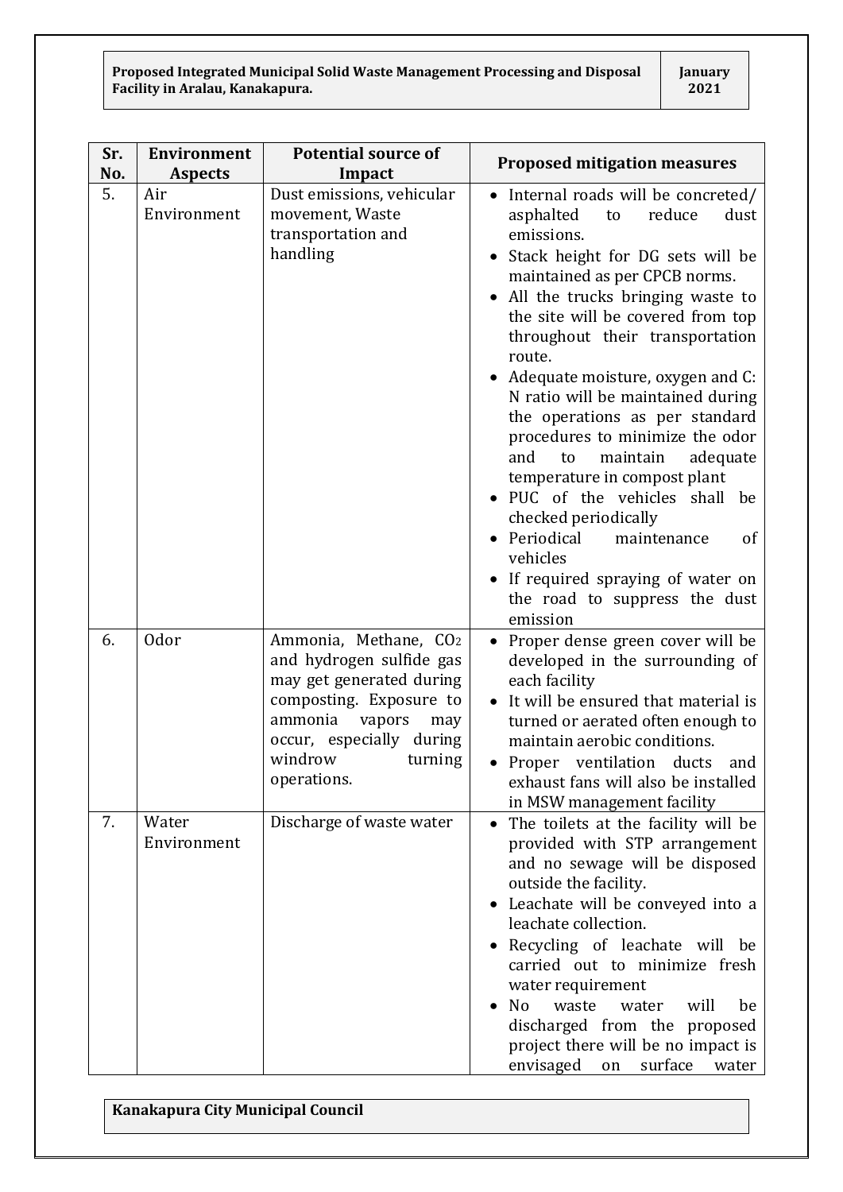| Sr. No. | Environment Aspects | Potential source of Impact | Proposed mitigation measures |
|---|---|---|---|
| 5. | Air Environment | Dust emissions, vehicular movement, Waste transportation and handling | • Internal roads will be concreted/ asphalted to reduce dust emissions.<br>• Stack height for DG sets will be maintained as per CPCB norms.<br>• All the trucks bringing waste to the site will be covered from top throughout their transportation route.<br>• Adequate moisture, oxygen and C: N ratio will be maintained during the operations as per standard procedures to minimize the odor and to maintain adequate temperature in compost plant<br>• PUC of the vehicles shall be checked periodically<br>• Periodical maintenance of vehicles<br>• If required spraying of water on the road to suppress the dust emission |
| 6. | Odor | Ammonia, Methane, $CO_2$ and hydrogen sulfide gas may get generated during composting. Exposure to ammonia vapors may occur, especially during windrow turning operations. | • Proper dense green cover will be developed in the surrounding of each facility<br>• It will be ensured that material is turned or aerated often enough to maintain aerobic conditions.<br>• Proper ventilation ducts and exhaust fans will also be installed in MSW management facility |
| 7. | Water Environment | Discharge of waste water | • The toilets at the facility will be provided with STP arrangement and no sewage will be disposed outside the facility.<br>• Leachate will be conveyed into a leachate collection.<br>• Recycling of leachate will be carried out to minimize fresh water requirement<br>• No waste water will be discharged from the proposed project there will be no impact is envisaged on surface water |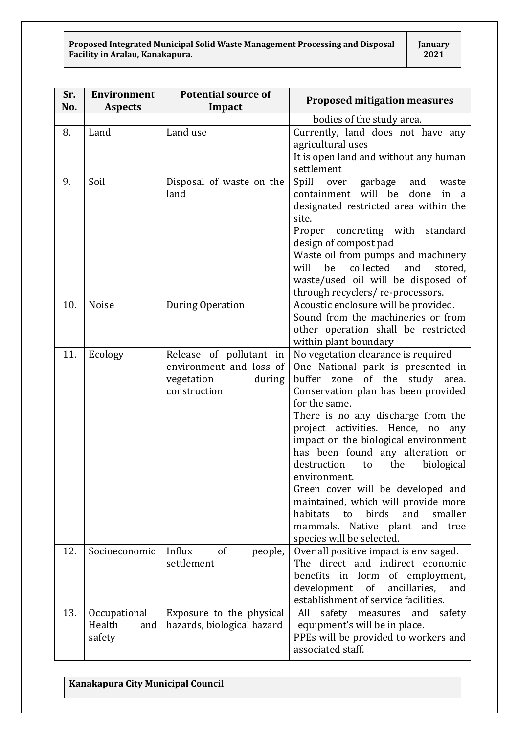| Sr. No. | Environment Aspects | Potential source of Impact | Proposed mitigation measures |
|---|---|---|---|
| | | | bodies of the study area. |
| 8. | Land | Land use | Currently, land does not have any agricultural uses<br>It is open land and without any human settlement |
| 9. | Soil | Disposal of waste on the land | Spill over garbage and waste containment will be done in a designated restricted area within the site.<br>Proper concreting with standard design of compost pad<br>Waste oil from pumps and machinery will be collected and stored, waste/used oil will be disposed of through recyclers/ re-processors. |
| 10. | Noise | During Operation | Acoustic enclosure will be provided.<br>Sound from the machineries or from other operation shall be restricted within plant boundary |
| 11. | Ecology | Release of pollutant in environment and loss of vegetation during construction | No vegetation clearance is required<br>One National park is presented in buffer zone of the study area. Conservation plan has been provided for the same.<br>There is no any discharge from the project activities. Hence, no any impact on the biological environment has been found any alteration or destruction to the biological environment.<br>Green cover will be developed and maintained, which will provide more habitats to birds and smaller mammals. Native plant and tree species will be selected. |
| 12. | Socioeconomic | Influx of people, settlement | Over all positive impact is envisaged.<br>The direct and indirect economic benefits in form of employment, development of ancillaries, and establishment of service facilities. |
| 13. | Occupational Health and safety | Exposure to the physical hazards, biological hazard | All safety measures and safety equipment's will be in place.<br>PPEs will be provided to workers and associated staff. |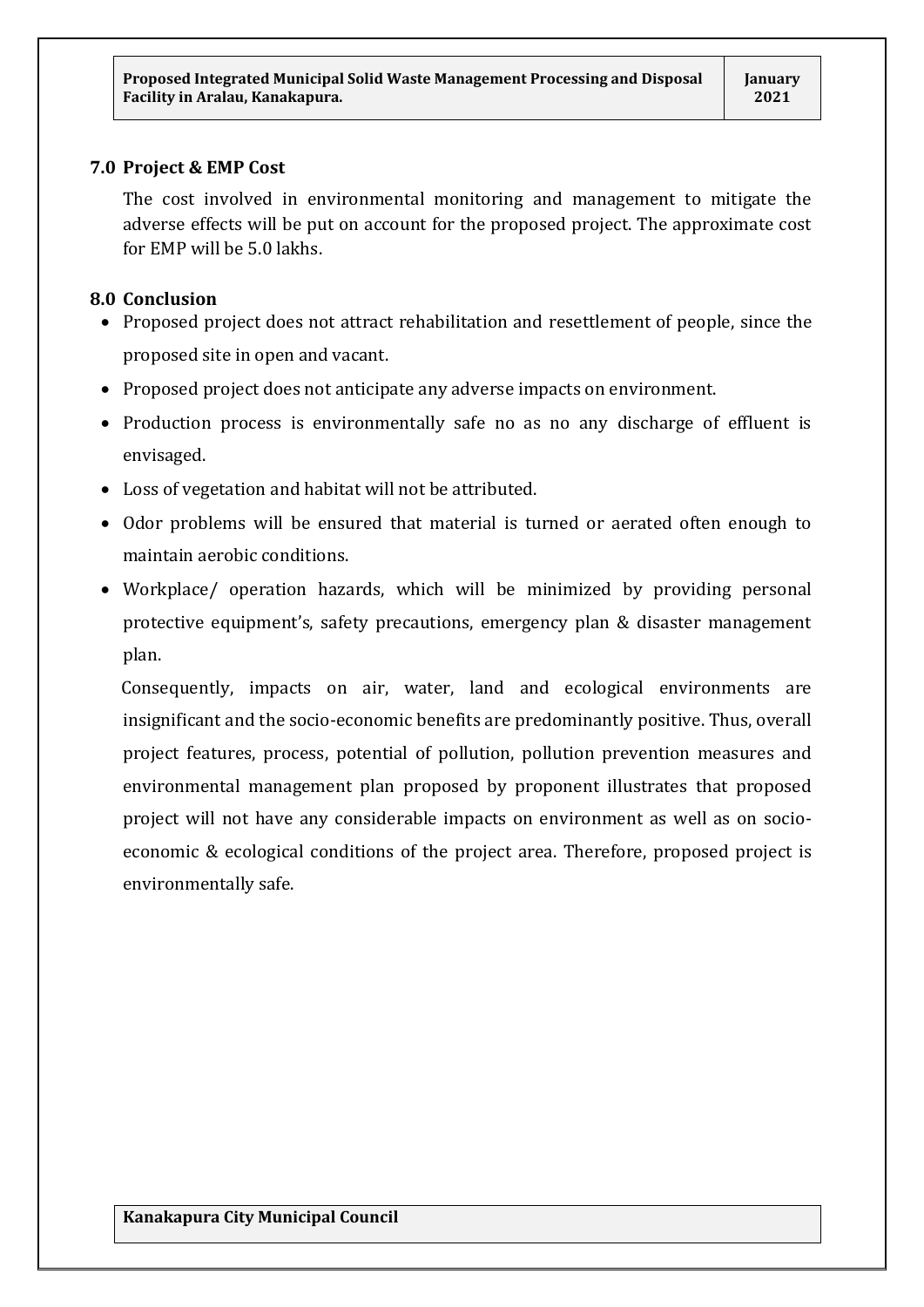## 7.0 Project & EMP Cost

The cost involved in environmental monitoring and management to mitigate the adverse effects will be put on account for the proposed project. The approximate cost for EMP will be 5.0 lakhs.

## 8.0 Conclusion

- Proposed project does not attract rehabilitation and resettlement of people, since the proposed site in open and vacant.
- Proposed project does not anticipate any adverse impacts on environment.
- Production process is environmentally safe no as no any discharge of effluent is envisaged.
- Loss of vegetation and habitat will not be attributed.
- Odor problems will be ensured that material is turned or aerated often enough to maintain aerobic conditions.
- Workplace/ operation hazards, which will be minimized by providing personal protective equipment's, safety precautions, emergency plan & disaster management plan.

Consequently, impacts on air, water, land and ecological environments are insignificant and the socio-economic benefits are predominantly positive. Thus, overall project features, process, potential of pollution, pollution prevention measures and environmental management plan proposed by proponent illustrates that proposed project will not have any considerable impacts on environment as well as on socio-economic & ecological conditions of the project area. Therefore, proposed project is environmentally safe.